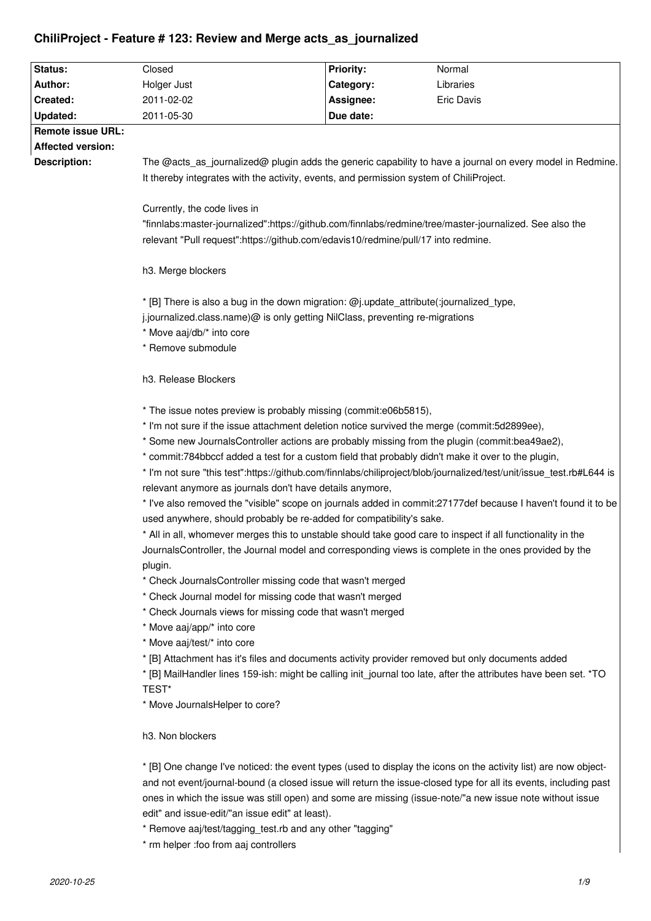# ChiliProject - Feature # 123: Review and Merge acts_as_journalized

| Status: | Closed | Priority: | Normal |
|---|---|---|---|
| Author: | Holger Just | Category: | Libraries |
| Created: | 2011-02-02 | Assignee: | Eric Davis |
| Updated: | 2011-05-30 | Due date: | |
| Remote issue URL: | | | |
| Affected version: | | | |

**Description:**

The @acts_as_journalized@ plugin adds the generic capability to have a journal on every model in Redmine. It thereby integrates with the activity, events, and permission system of ChiliProject.

Currently, the code lives in "finnlabs:master-journalized":https://github.com/finnlabs/redmine/tree/master-journalized. See also the relevant "Pull request":https://github.com/edavis10/redmine/pull/17 into redmine.

h3. Merge blockers

* [B] There is also a bug in the down migration: @j.update_attribute(:journalized_type, j.journalized.class.name)@ is only getting NilClass, preventing re-migrations
* Move aaj/db/* into core
* Remove submodule

h3. Release Blockers

* The issue notes preview is probably missing (commit:e06b5815),
* I'm not sure if the issue attachment deletion notice survived the merge (commit:5d2899ee),
* Some new JournalsController actions are probably missing from the plugin (commit:bea49ae2),
* commit:784bbccf added a test for a custom field that probably didn't make it over to the plugin,
* I'm not sure "this test":https://github.com/finnlabs/chiliproject/blob/journalized/test/unit/issue_test.rb#L644 is relevant anymore as journals don't have details anymore,
* I've also removed the "visible" scope on journals added in commit:27177def because I haven't found it to be used anywhere, should probably be re-added for compatibility's sake.
* All in all, whomever merges this to unstable should take good care to inspect if all functionality in the JournalsController, the Journal model and corresponding views is complete in the ones provided by the plugin.
* Check JournalsController missing code that wasn't merged
* Check Journal model for missing code that wasn't merged
* Check Journals views for missing code that wasn't merged
* Move aaj/app/* into core
* Move aaj/test/* into core
* [B] Attachment has it's files and documents activity provider removed but only documents added
* [B] MailHandler lines 159-ish: might be calling init_journal too late, after the attributes have been set. *TO TEST*
* Move JournalsHelper to core?

h3. Non blockers

* [B] One change I've noticed: the event types (used to display the icons on the activity list) are now object- and not event/journal-bound (a closed issue will return the issue-closed type for all its events, including past ones in which the issue was still open) and some are missing (issue-note/"a new issue note without issue edit" and issue-edit/"an issue edit" at least).
* Remove aaj/test/tagging_test.rb and any other "tagging"
* rm helper :foo from aaj controllers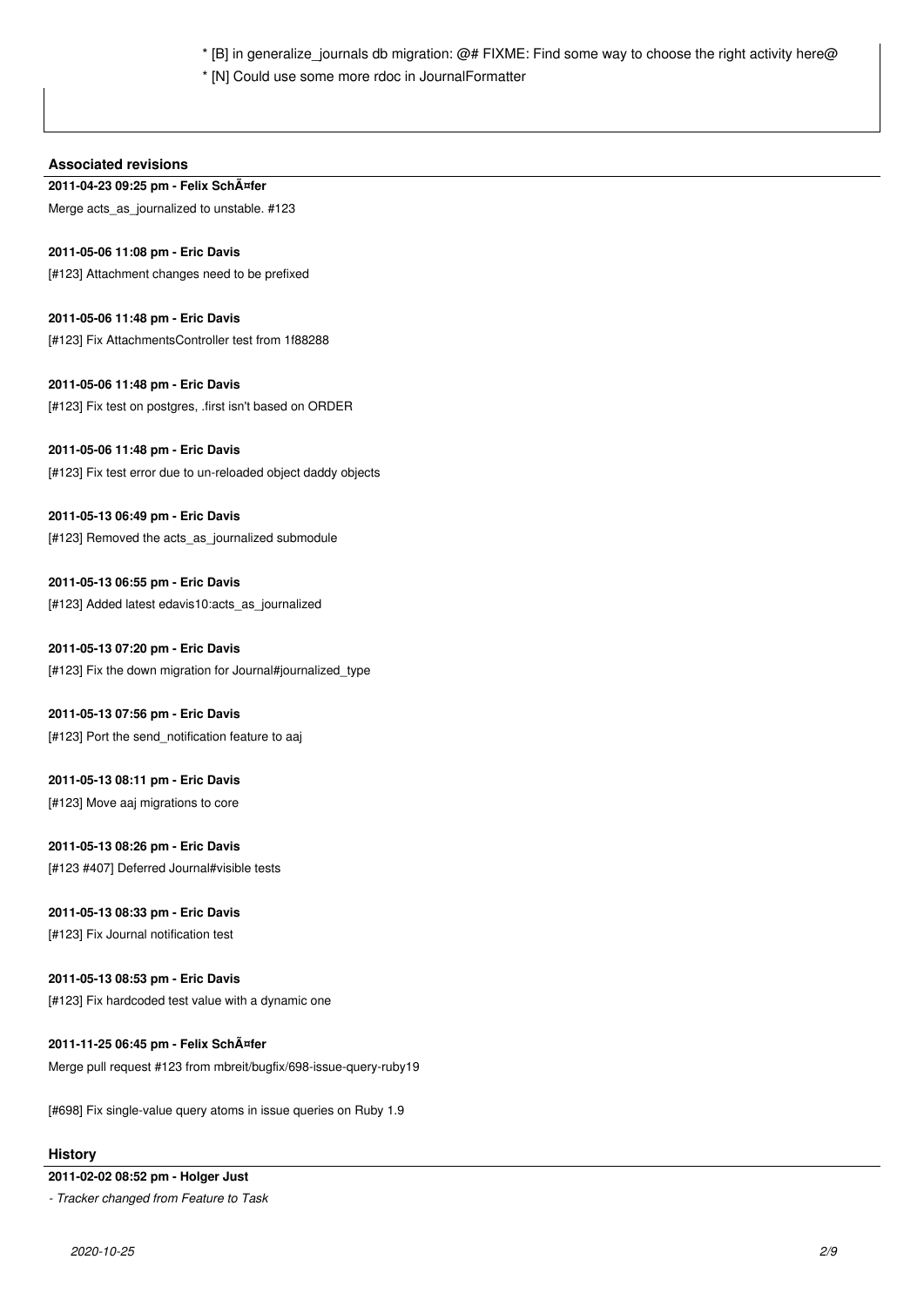* [B] in generalize_journals db migration: @# FIXME: Find some way to choose the right activity here@
* [N] Could use some more rdoc in JournalFormatter

### Associated revisions

**2011-04-23 09:25 pm - Felix SchÃ¤fer**

Merge acts_as_journalized to unstable. #123

**2011-05-06 11:08 pm - Eric Davis**

[#123] Attachment changes need to be prefixed

**2011-05-06 11:48 pm - Eric Davis**

[#123] Fix AttachmentsController test from 1f88288

**2011-05-06 11:48 pm - Eric Davis**

[#123] Fix test on postgres, .first isn't based on ORDER

**2011-05-06 11:48 pm - Eric Davis**

[#123] Fix test error due to un-reloaded object daddy objects

**2011-05-13 06:49 pm - Eric Davis**

[#123] Removed the acts_as_journalized submodule

**2011-05-13 06:55 pm - Eric Davis**

[#123] Added latest edavis10:acts_as_journalized

**2011-05-13 07:20 pm - Eric Davis**

[#123] Fix the down migration for Journal#journalized_type

**2011-05-13 07:56 pm - Eric Davis**

[#123] Port the send_notification feature to aaj

**2011-05-13 08:11 pm - Eric Davis**

[#123] Move aaj migrations to core

**2011-05-13 08:26 pm - Eric Davis**

[#123 #407] Deferred Journal#visible tests

**2011-05-13 08:33 pm - Eric Davis**

[#123] Fix Journal notification test

**2011-05-13 08:53 pm - Eric Davis**

[#123] Fix hardcoded test value with a dynamic one

**2011-11-25 06:45 pm - Felix SchÃ¤fer**

Merge pull request #123 from mbreit/bugfix/698-issue-query-ruby19

[#698] Fix single-value query atoms in issue queries on Ruby 1.9

### History

**2011-02-02 08:52 pm - Holger Just**

*- Tracker changed from Feature to Task*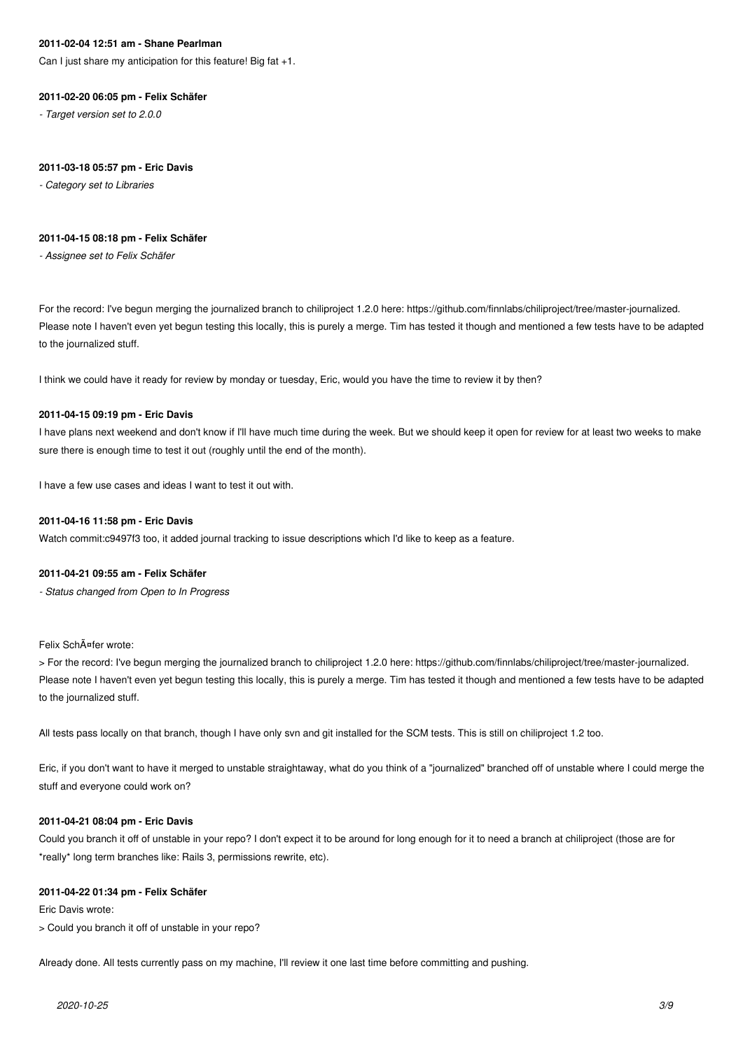**2011-02-04 12:51 am - Shane Pearlman**

Can I just share my anticipation for this feature! Big fat +1.

**2011-02-20 06:05 pm - Felix Schäfer**

*- Target version set to 2.0.0*

**2011-03-18 05:57 pm - Eric Davis**

*- Category set to Libraries*

**2011-04-15 08:18 pm - Felix Schäfer**

*- Assignee set to Felix Schäfer*

For the record: I've begun merging the journalized branch to chiliproject 1.2.0 here: https://github.com/finnlabs/chiliproject/tree/master-journalized. Please note I haven't even yet begun testing this locally, this is purely a merge. Tim has tested it though and mentioned a few tests have to be adapted to the journalized stuff.

I think we could have it ready for review by monday or tuesday, Eric, would you have the time to review it by then?

**2011-04-15 09:19 pm - Eric Davis**

I have plans next weekend and don't know if I'll have much time during the week. But we should keep it open for review for at least two weeks to make sure there is enough time to test it out (roughly until the end of the month).

I have a few use cases and ideas I want to test it out with.

**2011-04-16 11:58 pm - Eric Davis**

Watch commit:c9497f3 too, it added journal tracking to issue descriptions which I'd like to keep as a feature.

**2011-04-21 09:55 am - Felix Schäfer**

*- Status changed from Open to In Progress*

Felix SchÃ¤fer wrote:

> For the record: I've begun merging the journalized branch to chiliproject 1.2.0 here: https://github.com/finnlabs/chiliproject/tree/master-journalized. Please note I haven't even yet begun testing this locally, this is purely a merge. Tim has tested it though and mentioned a few tests have to be adapted to the journalized stuff.

All tests pass locally on that branch, though I have only svn and git installed for the SCM tests. This is still on chiliproject 1.2 too.

Eric, if you don't want to have it merged to unstable straightaway, what do you think of a "journalized" branched off of unstable where I could merge the stuff and everyone could work on?

**2011-04-21 08:04 pm - Eric Davis**

Could you branch it off of unstable in your repo? I don't expect it to be around for long enough for it to need a branch at chiliproject (those are for *really* long term branches like: Rails 3, permissions rewrite, etc).

**2011-04-22 01:34 pm - Felix Schäfer**

Eric Davis wrote:

> Could you branch it off of unstable in your repo?

Already done. All tests currently pass on my machine, I'll review it one last time before committing and pushing.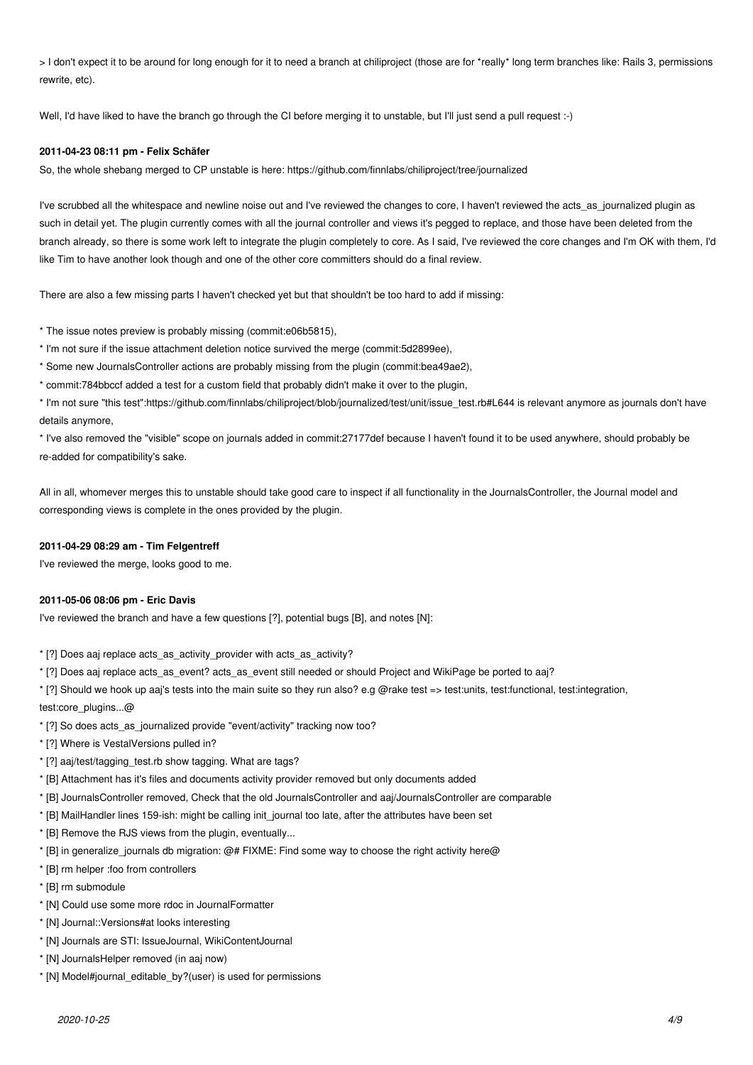> I don't expect it to be around for long enough for it to need a branch at chiliproject (those are for *really* long term branches like: Rails 3, permissions rewrite, etc).

Well, I'd have liked to have the branch go through the CI before merging it to unstable, but I'll just send a pull request :-)

**2011-04-23 08:11 pm - Felix Schäfer**

So, the whole shebang merged to CP unstable is here: https://github.com/finnlabs/chiliproject/tree/journalized

I've scrubbed all the whitespace and newline noise out and I've reviewed the changes to core, I haven't reviewed the acts_as_journalized plugin as such in detail yet. The plugin currently comes with all the journal controller and views it's pegged to replace, and those have been deleted from the branch already, so there is some work left to integrate the plugin completely to core. As I said, I've reviewed the core changes and I'm OK with them, I'd like Tim to have another look though and one of the other core committers should do a final review.

There are also a few missing parts I haven't checked yet but that shouldn't be too hard to add if missing:

* The issue notes preview is probably missing (commit:e06b5815),
* I'm not sure if the issue attachment deletion notice survived the merge (commit:5d2899ee),
* Some new JournalsController actions are probably missing from the plugin (commit:bea49ae2),
* commit:784bbccf added a test for a custom field that probably didn't make it over to the plugin,
* I'm not sure "this test":https://github.com/finnlabs/chiliproject/blob/journalized/test/unit/issue_test.rb#L644 is relevant anymore as journals don't have details anymore,
* I've also removed the "visible" scope on journals added in commit:27177def because I haven't found it to be used anywhere, should probably be re-added for compatibility's sake.

All in all, whomever merges this to unstable should take good care to inspect if all functionality in the JournalsController, the Journal model and corresponding views is complete in the ones provided by the plugin.

**2011-04-29 08:29 am - Tim Felgentreff**

I've reviewed the merge, looks good to me.

**2011-05-06 08:06 pm - Eric Davis**

I've reviewed the branch and have a few questions [?], potential bugs [B], and notes [N]:

* [?] Does aaj replace acts_as_activity_provider with acts_as_activity?
* [?] Does aaj replace acts_as_event? acts_as_event still needed or should Project and WikiPage be ported to aaj?
* [?] Should we hook up aaj's tests into the main suite so they run also? e.g @rake test => test:units, test:functional, test:integration, test:core_plugins...@
* [?] So does acts_as_journalized provide "event/activity" tracking now too?
* [?] Where is VestalVersions pulled in?
* [?] aaj/test/tagging_test.rb show tagging. What are tags?
* [B] Attachment has it's files and documents activity provider removed but only documents added
* [B] JournalsController removed, Check that the old JournalsController and aaj/JournalsController are comparable
* [B] MailHandler lines 159-ish: might be calling init_journal too late, after the attributes have been set
* [B] Remove the RJS views from the plugin, eventually...
* [B] in generalize_journals db migration: @# FIXME: Find some way to choose the right activity here@
* [B] rm helper :foo from controllers
* [B] rm submodule
* [N] Could use some more rdoc in JournalFormatter
* [N] Journal::Versions#at looks interesting
* [N] Journals are STI: IssueJournal, WikiContentJournal
* [N] JournalsHelper removed (in aaj now)
* [N] Model#journal_editable_by?(user) is used for permissions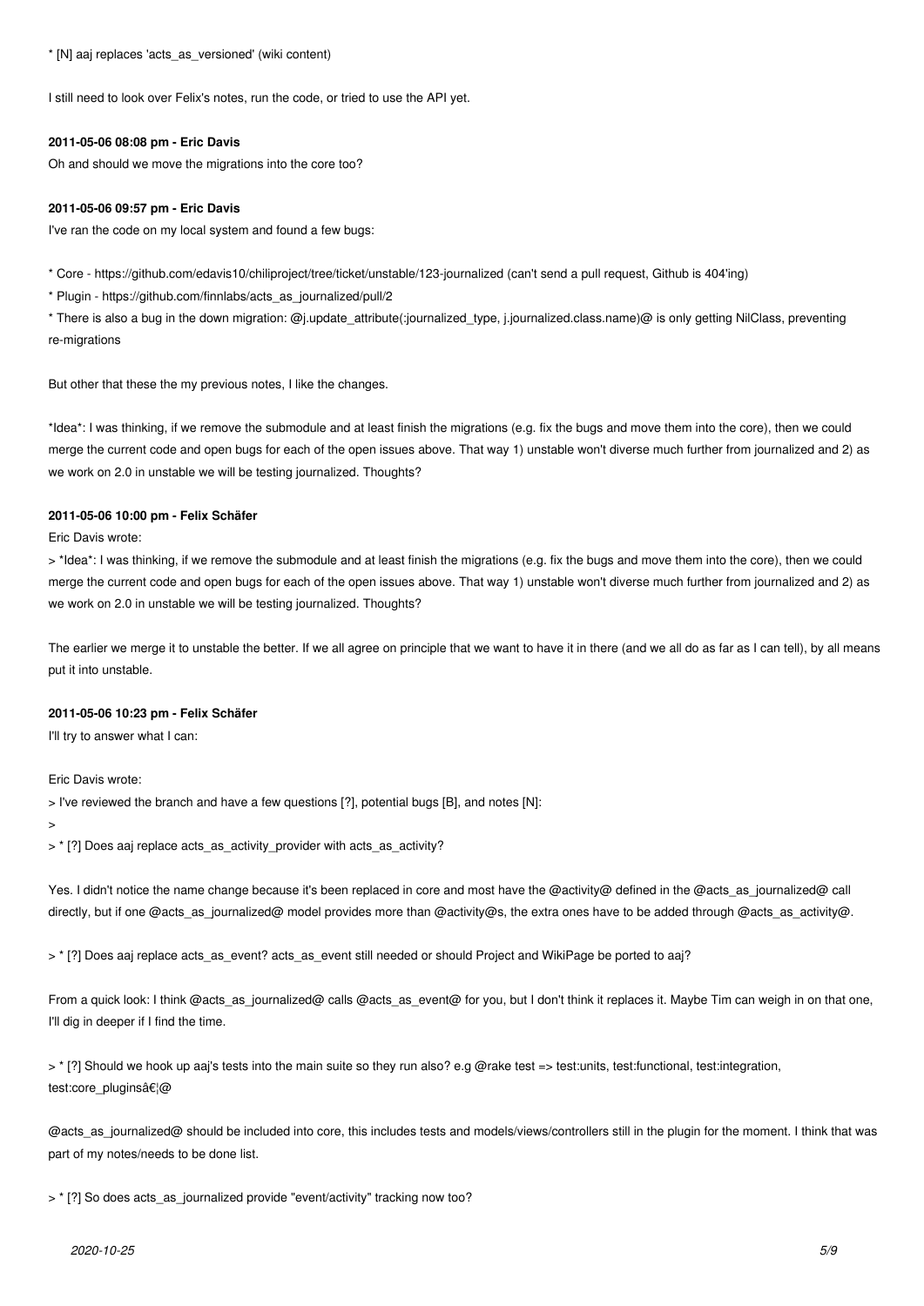* [N] aaj replaces 'acts_as_versioned' (wiki content)

I still need to look over Felix's notes, run the code, or tried to use the API yet.

**2011-05-06 08:08 pm - Eric Davis**

Oh and should we move the migrations into the core too?

**2011-05-06 09:57 pm - Eric Davis**

I've ran the code on my local system and found a few bugs:

* Core - https://github.com/edavis10/chiliproject/tree/ticket/unstable/123-journalized (can't send a pull request, Github is 404'ing)
* Plugin - https://github.com/finnlabs/acts_as_journalized/pull/2
* There is also a bug in the down migration: @j.update_attribute(:journalized_type, j.journalized.class.name)@ is only getting NilClass, preventing re-migrations

But other that these the my previous notes, I like the changes.

*Idea*: I was thinking, if we remove the submodule and at least finish the migrations (e.g. fix the bugs and move them into the core), then we could merge the current code and open bugs for each of the open issues above. That way 1) unstable won't diverse much further from journalized and 2) as we work on 2.0 in unstable we will be testing journalized. Thoughts?

**2011-05-06 10:00 pm - Felix Schäfer**

Eric Davis wrote:

> *Idea*: I was thinking, if we remove the submodule and at least finish the migrations (e.g. fix the bugs and move them into the core), then we could merge the current code and open bugs for each of the open issues above. That way 1) unstable won't diverse much further from journalized and 2) as we work on 2.0 in unstable we will be testing journalized. Thoughts?

The earlier we merge it to unstable the better. If we all agree on principle that we want to have it in there (and we all do as far as I can tell), by all means put it into unstable.

**2011-05-06 10:23 pm - Felix Schäfer**

I'll try to answer what I can:

Eric Davis wrote:

> I've reviewed the branch and have a few questions [?], potential bugs [B], and notes [N]:
>
> * [?] Does aaj replace acts_as_activity_provider with acts_as_activity?

Yes. I didn't notice the name change because it's been replaced in core and most have the @activity@ defined in the @acts_as_journalized@ call directly, but if one @acts_as_journalized@ model provides more than @activity@s, the extra ones have to be added through @acts_as_activity@.

> * [?] Does aaj replace acts_as_event? acts_as_event still needed or should Project and WikiPage be ported to aaj?

From a quick look: I think @acts_as_journalized@ calls @acts_as_event@ for you, but I don't think it replaces it. Maybe Tim can weigh in on that one, I'll dig in deeper if I find the time.

> * [?] Should we hook up aaj's tests into the main suite so they run also? e.g @rake test => test:units, test:functional, test:integration, test:core_pluginsâ€¦@

@acts_as_journalized@ should be included into core, this includes tests and models/views/controllers still in the plugin for the moment. I think that was part of my notes/needs to be done list.

> * [?] So does acts_as_journalized provide "event/activity" tracking now too?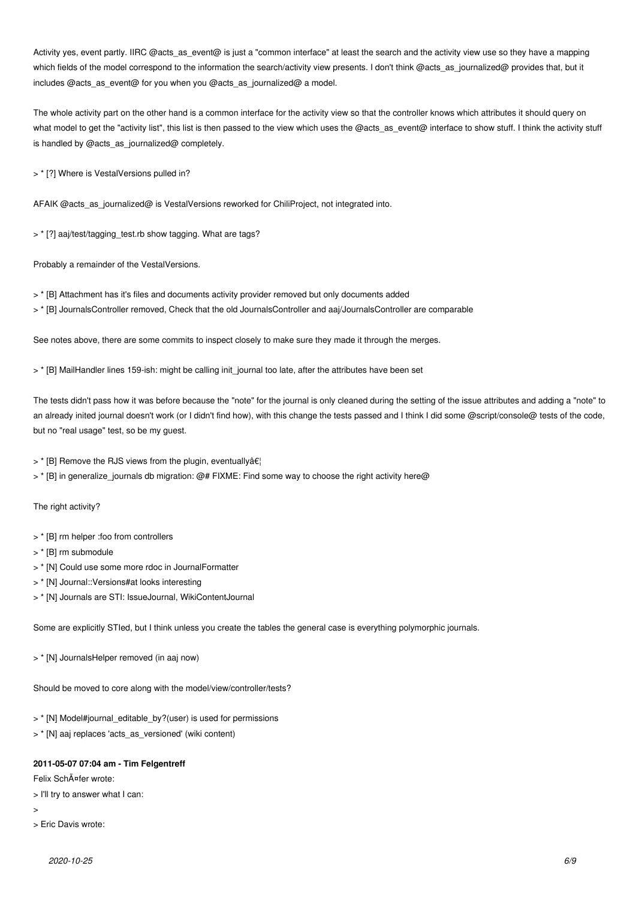Activity yes, event partly. IIRC @acts_as_event@ is just a "common interface" at least the search and the activity view use so they have a mapping which fields of the model correspond to the information the search/activity view presents. I don't think @acts_as_journalized@ provides that, but it includes @acts_as_event@ for you when you @acts_as_journalized@ a model.

The whole activity part on the other hand is a common interface for the activity view so that the controller knows which attributes it should query on what model to get the "activity list", this list is then passed to the view which uses the @acts_as_event@ interface to show stuff. I think the activity stuff is handled by @acts_as_journalized@ completely.

> * [?] Where is VestalVersions pulled in?

AFAIK @acts_as_journalized@ is VestalVersions reworked for ChiliProject, not integrated into.

> * [?] aaj/test/tagging_test.rb show tagging. What are tags?

Probably a remainder of the VestalVersions.

> * [B] Attachment has it's files and documents activity provider removed but only documents added
> * [B] JournalsController removed, Check that the old JournalsController and aaj/JournalsController are comparable

See notes above, there are some commits to inspect closely to make sure they made it through the merges.

> * [B] MailHandler lines 159-ish: might be calling init_journal too late, after the attributes have been set

The tests didn't pass how it was before because the "note" for the journal is only cleaned during the setting of the issue attributes and adding a "note" to an already inited journal doesn't work (or I didn't find how), with this change the tests passed and I think I did some @script/console@ tests of the code, but no "real usage" test, so be my guest.

> * [B] Remove the RJS views from the plugin, eventuallyâ€¦
> * [B] in generalize_journals db migration: @# FIXME: Find some way to choose the right activity here@

The right activity?

> * [B] rm helper :foo from controllers
> * [B] rm submodule
> * [N] Could use some more rdoc in JournalFormatter
> * [N] Journal::Versions#at looks interesting
> * [N] Journals are STI: IssueJournal, WikiContentJournal

Some are explicitly STIed, but I think unless you create the tables the general case is everything polymorphic journals.

> * [N] JournalsHelper removed (in aaj now)

Should be moved to core along with the model/view/controller/tests?

> * [N] Model#journal_editable_by?(user) is used for permissions
> * [N] aaj replaces 'acts_as_versioned' (wiki content)

**2011-05-07 07:04 am - Tim Felgentreff**

Felix SchÃ¤fer wrote:
> I'll try to answer what I can:
>
> Eric Davis wrote: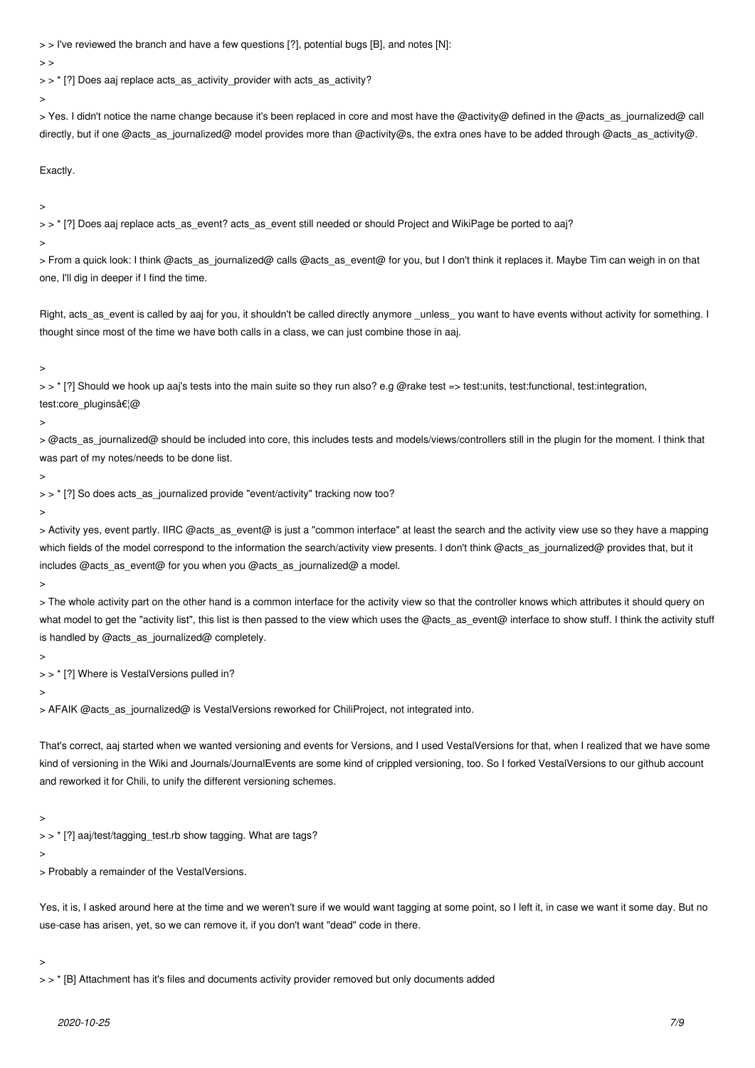> > I've reviewed the branch and have a few questions [?], potential bugs [B], and notes [N]:
> >
> > * [?] Does aaj replace acts_as_activity_provider with acts_as_activity?
>
> Yes. I didn't notice the name change because it's been replaced in core and most have the @activity@ defined in the @acts_as_journalized@ call directly, but if one @acts_as_journalized@ model provides more than @activity@s, the extra ones have to be added through @acts_as_activity@.

Exactly.

>
> > * [?] Does aaj replace acts_as_event? acts_as_event still needed or should Project and WikiPage be ported to aaj?
>
> From a quick look: I think @acts_as_journalized@ calls @acts_as_event@ for you, but I don't think it replaces it. Maybe Tim can weigh in on that one, I'll dig in deeper if I find the time.

Right, acts_as_event is called by aaj for you, it shouldn't be called directly anymore _unless_ you want to have events without activity for something. I thought since most of the time we have both calls in a class, we can just combine those in aaj.

>
> > * [?] Should we hook up aaj's tests into the main suite so they run also? e.g @rake test => test:units, test:functional, test:integration, test:core_pluginsâ€¦@
>
> @acts_as_journalized@ should be included into core, this includes tests and models/views/controllers still in the plugin for the moment. I think that was part of my notes/needs to be done list.
>
> > * [?] So does acts_as_journalized provide "event/activity" tracking now too?
>
> Activity yes, event partly. IIRC @acts_as_event@ is just a "common interface" at least the search and the activity view use so they have a mapping which fields of the model correspond to the information the search/activity view presents. I don't think @acts_as_journalized@ provides that, but it includes @acts_as_event@ for you when you @acts_as_journalized@ a model.
>
> The whole activity part on the other hand is a common interface for the activity view so that the controller knows which attributes it should query on what model to get the "activity list", this list is then passed to the view which uses the @acts_as_event@ interface to show stuff. I think the activity stuff is handled by @acts_as_journalized@ completely.
>
> > * [?] Where is VestalVersions pulled in?
>
> AFAIK @acts_as_journalized@ is VestalVersions reworked for ChiliProject, not integrated into.

That's correct, aaj started when we wanted versioning and events for Versions, and I used VestalVersions for that, when I realized that we have some kind of versioning in the Wiki and Journals/JournalEvents are some kind of crippled versioning, too. So I forked VestalVersions to our github account and reworked it for Chili, to unify the different versioning schemes.

>
> > * [?] aaj/test/tagging_test.rb show tagging. What are tags?
>
> Probably a remainder of the VestalVersions.

Yes, it is, I asked around here at the time and we weren't sure if we would want tagging at some point, so I left it, in case we want it some day. But no use-case has arisen, yet, so we can remove it, if you don't want "dead" code in there.

>
> > * [B] Attachment has it's files and documents activity provider removed but only documents added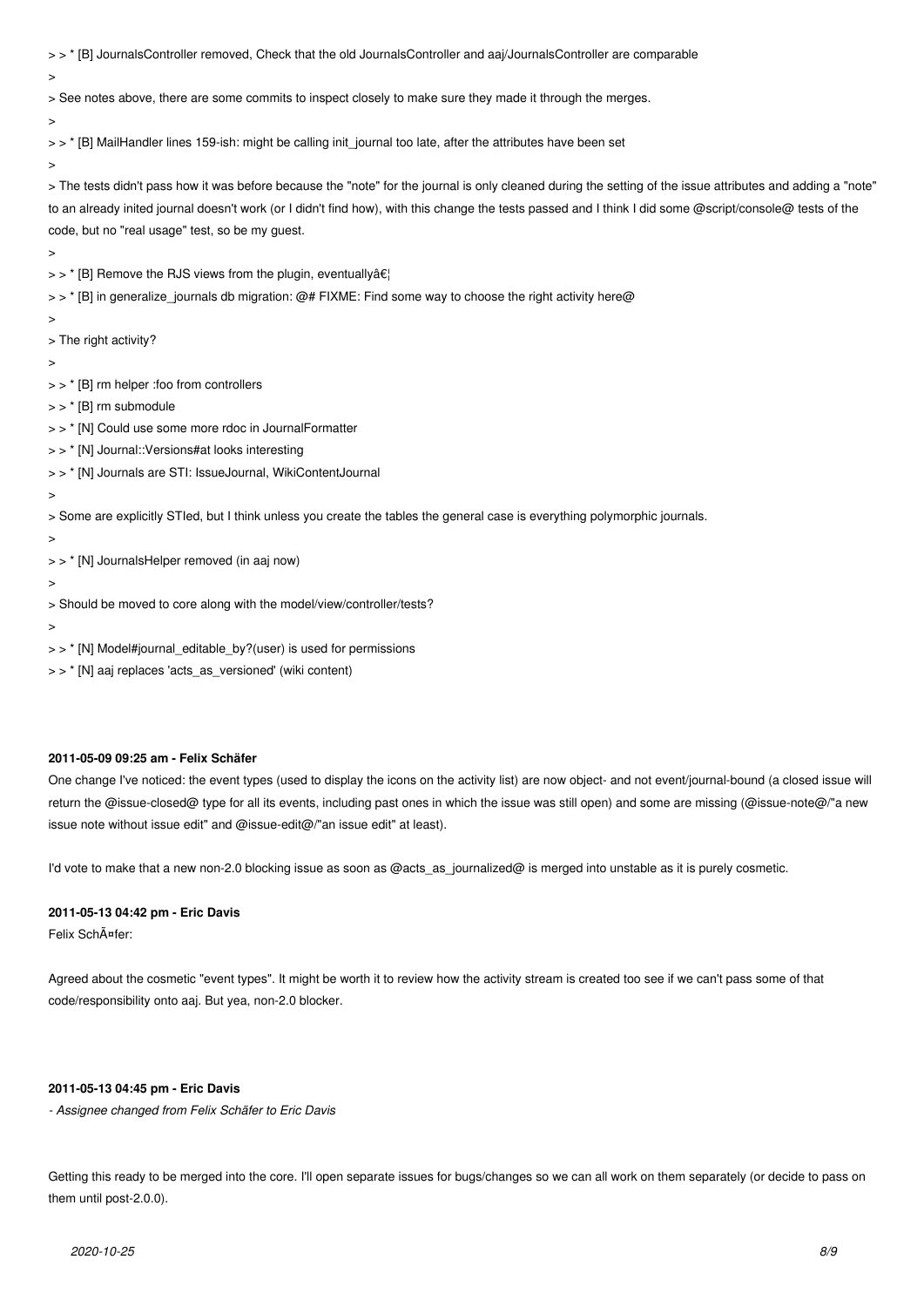> > * [B] JournalsController removed, Check that the old JournalsController and aaj/JournalsController are comparable
>
> See notes above, there are some commits to inspect closely to make sure they made it through the merges.
>
> > * [B] MailHandler lines 159-ish: might be calling init_journal too late, after the attributes have been set
>
> The tests didn't pass how it was before because the "note" for the journal is only cleaned during the setting of the issue attributes and adding a "note" to an already inited journal doesn't work (or I didn't find how), with this change the tests passed and I think I did some @script/console@ tests of the code, but no "real usage" test, so be my guest.
>
> > * [B] Remove the RJS views from the plugin, eventuallyâ€¦
> > * [B] in generalize_journals db migration: @# FIXME: Find some way to choose the right activity here@
>
> The right activity?
>
> > * [B] rm helper :foo from controllers
> > * [B] rm submodule
> > * [N] Could use some more rdoc in JournalFormatter
> > * [N] Journal::Versions#at looks interesting
> > * [N] Journals are STI: IssueJournal, WikiContentJournal
>
> Some are explicitly STIed, but I think unless you create the tables the general case is everything polymorphic journals.
>
> > * [N] JournalsHelper removed (in aaj now)
>
> Should be moved to core along with the model/view/controller/tests?
>
> > * [N] Model#journal_editable_by?(user) is used for permissions
> > * [N] aaj replaces 'acts_as_versioned' (wiki content)

#### 2011-05-09 09:25 am - Felix Schäfer

One change I've noticed: the event types (used to display the icons on the activity list) are now object- and not event/journal-bound (a closed issue will return the @issue-closed@ type for all its events, including past ones in which the issue was still open) and some are missing (@issue-note@/"a new issue note without issue edit" and @issue-edit@/"an issue edit" at least).

I'd vote to make that a new non-2.0 blocking issue as soon as @acts_as_journalized@ is merged into unstable as it is purely cosmetic.

#### 2011-05-13 04:42 pm - Eric Davis

Felix SchÃ¤fer:

Agreed about the cosmetic "event types". It might be worth it to review how the activity stream is created too see if we can't pass some of that code/responsibility onto aaj. But yea, non-2.0 blocker.

#### 2011-05-13 04:45 pm - Eric Davis

*- Assignee changed from Felix Schäfer to Eric Davis*

Getting this ready to be merged into the core. I'll open separate issues for bugs/changes so we can all work on them separately (or decide to pass on them until post-2.0.0).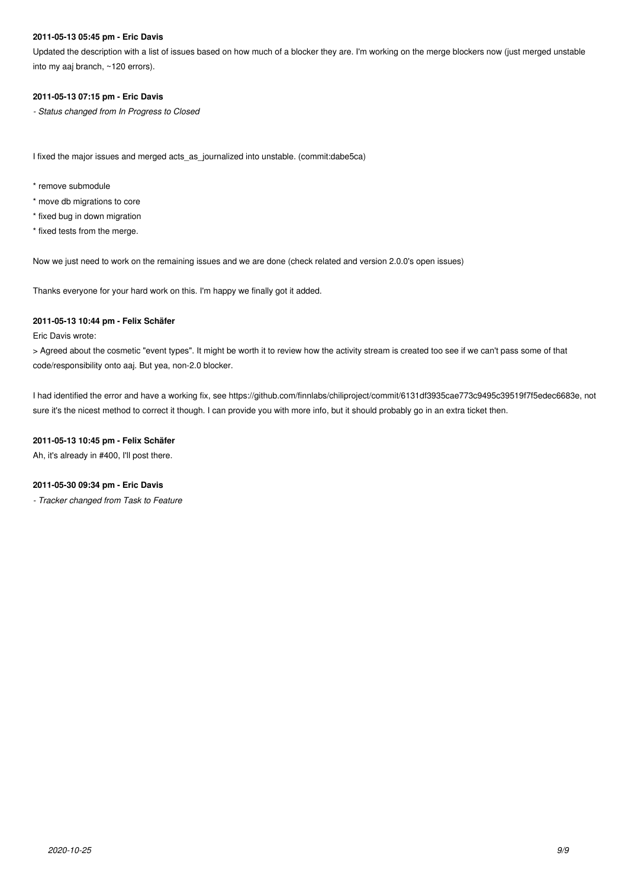**2011-05-13 05:45 pm - Eric Davis**

Updated the description with a list of issues based on how much of a blocker they are. I'm working on the merge blockers now (just merged unstable into my aaj branch, ~120 errors).

**2011-05-13 07:15 pm - Eric Davis**

*- Status changed from In Progress to Closed*

I fixed the major issues and merged acts_as_journalized into unstable. (commit:dabe5ca)

* remove submodule
* move db migrations to core
* fixed bug in down migration
* fixed tests from the merge.

Now we just need to work on the remaining issues and we are done (check related and version 2.0.0's open issues)

Thanks everyone for your hard work on this. I'm happy we finally got it added.

**2011-05-13 10:44 pm - Felix Schäfer**

Eric Davis wrote:

> Agreed about the cosmetic "event types". It might be worth it to review how the activity stream is created too see if we can't pass some of that code/responsibility onto aaj. But yea, non-2.0 blocker.

I had identified the error and have a working fix, see https://github.com/finnlabs/chiliproject/commit/6131df3935cae773c9495c39519f7f5edec6683e, not sure it's the nicest method to correct it though. I can provide you with more info, but it should probably go in an extra ticket then.

**2011-05-13 10:45 pm - Felix Schäfer**

Ah, it's already in #400, I'll post there.

**2011-05-30 09:34 pm - Eric Davis**

*- Tracker changed from Task to Feature*